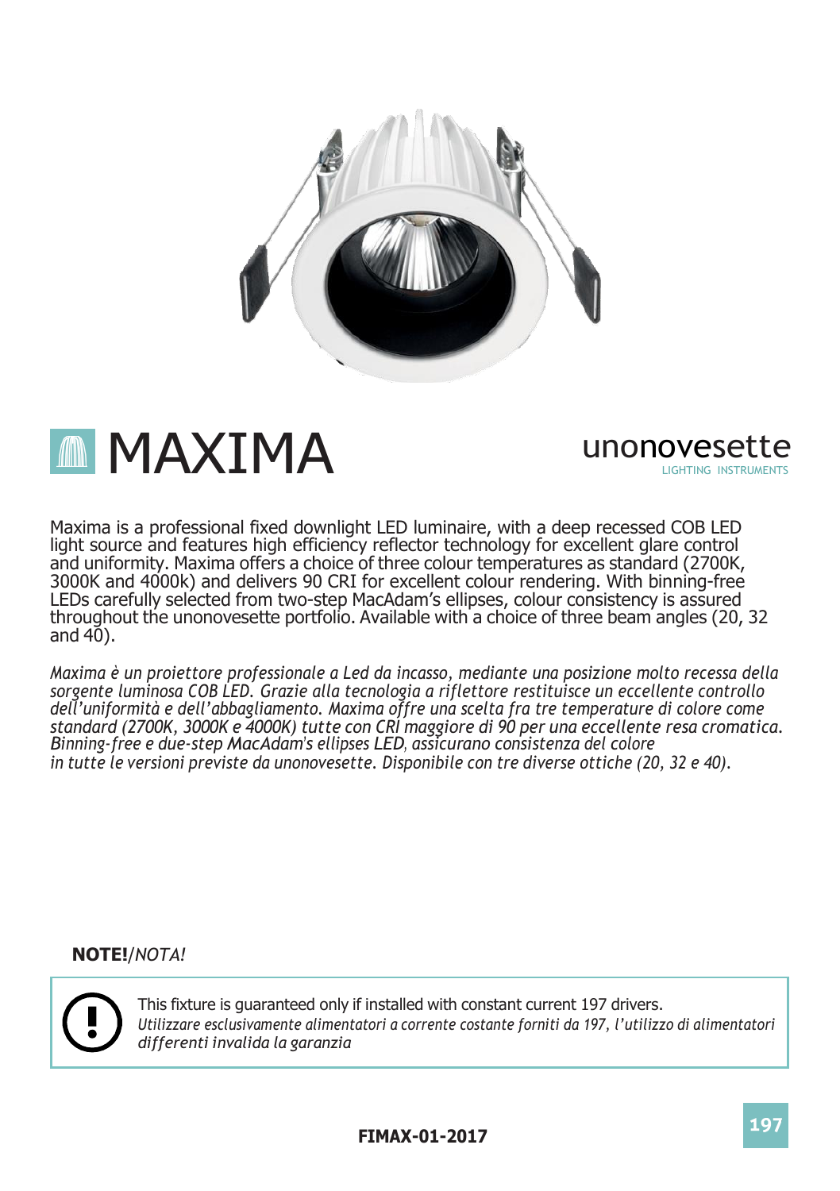# MAXIMA

unonovesette
LIGHTING INSTRUMENTS

Maxima is a professional fixed downlight LED luminaire, with a deep recessed COB LED light source and features high efficiency reflector technology for excellent glare control and uniformity. Maxima offers a choice of three colour temperatures as standard (2700K, 3000K and 4000k) and delivers 90 CRI for excellent colour rendering. With binning-free LEDs carefully selected from two-step MacAdam's ellipses, colour consistency is assured throughout the unonovesette portfolio. Available with a choice of three beam angles (20, 32 and 40).

*Maxima è un proiettore professionale a Led da incasso, mediante una posizione molto recessa della sorgente luminosa COB LED. Grazie alla tecnologia a riflettore restituisce un eccellente controllo dell'uniformità e dell'abbagliamento. Maxima offre una scelta fra tre temperature di colore come standard (2700K, 3000K e 4000K) tutte con CRI maggiore di 90 per una eccellente resa cromatica. Binning-free e due-step MacAdam's ellipses LED, assicurano consistenza del colore in tutte le versioni previste da unonovesette. Disponibile con tre diverse ottiche (20, 32 e 40).*

**NOTE!**/*NOTA!*

This fixture is guaranteed only if installed with constant current 197 drivers.
*Utilizzare esclusivamente alimentatori a corrente costante forniti da 197, l'utilizzo di alimentatori differenti invalida la garanzia*

**FIMAX-01-2017**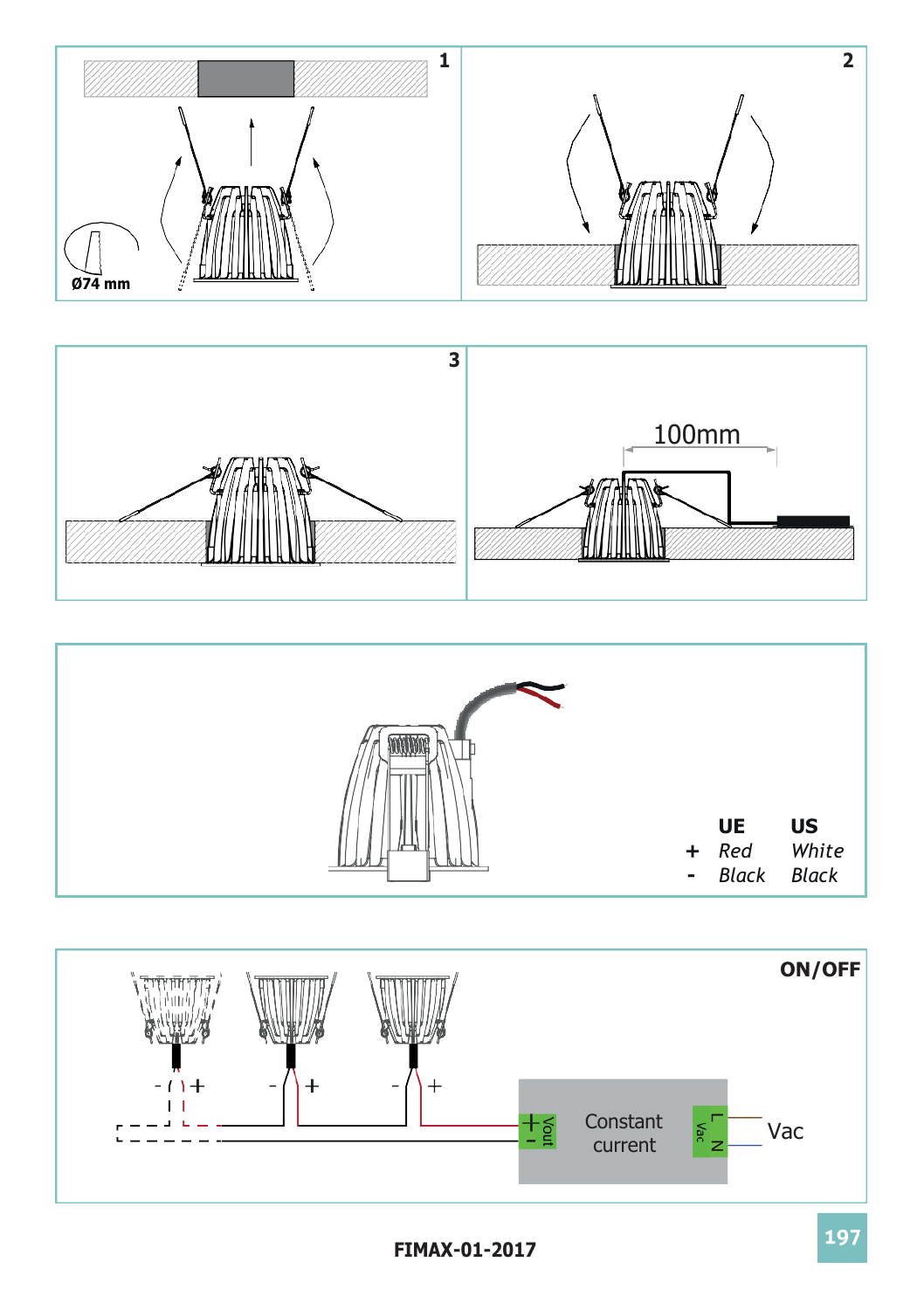1

Ø74 mm

2

3

100mm

| | UE | US |
|---|---|---|
| + | *Red* | *White* |
| - | *Black* | *Black* |

**ON/OFF**

Constant current

Vout

Vac

L N

Vac

FIMAX-01-2017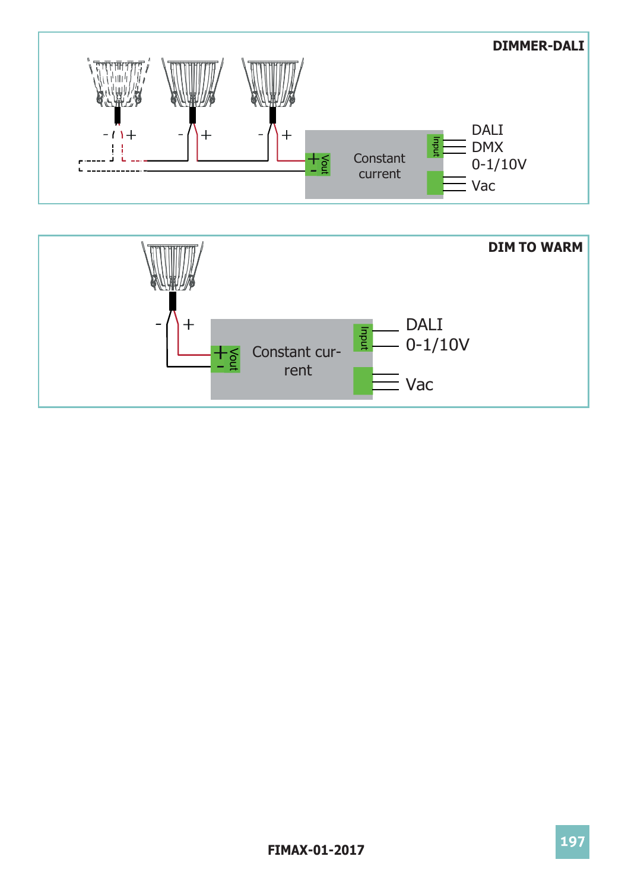**DIMMER-DALI**

- +

- +

- +

+ Vout -

Constant current

Input

DALI
DMX
0-1/10V

Vac

**DIM TO WARM**

- +

+ Vout -

Constant current

Input

DALI
0-1/10V

Vac

FIMAX-01-2017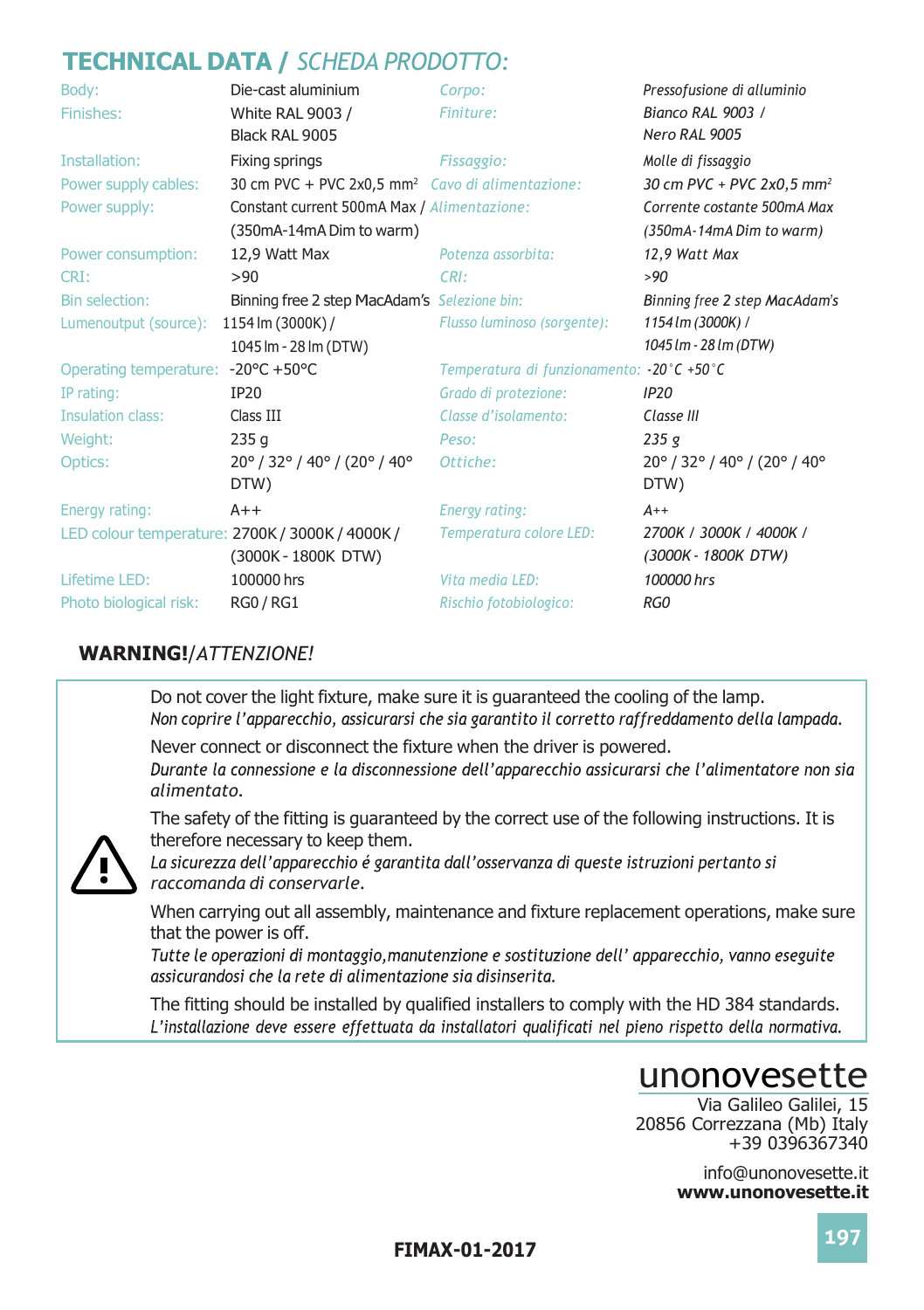## TECHNICAL DATA / *SCHEDA PRODOTTO:*

| | | | |
|---|---|---|---|
| Body: | Die-cast aluminium | *Corpo:* | *Pressofusione di alluminio* |
| Finishes: | White RAL 9003 / Black RAL 9005 | *Finiture:* | *Bianco RAL 9003 / Nero RAL 9005* |
| Installation: | Fixing springs | *Fissaggio:* | *Molle di fissaggio* |
| Power supply cables: | 30 cm PVC + PVC 2x0,5 mm² | *Cavo di alimentazione:* | *30 cm PVC + PVC 2x0,5 mm²* |
| Power supply: | Constant current 500mA Max / (350mA-14mA Dim to warm) | *Alimentazione:* | *Corrente costante 500mA Max (350mA-14mA Dim to warm)* |
| Power consumption: | 12,9 Watt Max | *Potenza assorbita:* | *12,9 Watt Max* |
| CRI: | >90 | *CRI:* | *>90* |
| Bin selection: | Binning free 2 step MacAdam's | *Selezione bin:* | *Binning free 2 step MacAdam's* |
| Lumenoutput (source): | 1154 lm (3000K) / 1045 lm - 28 lm (DTW) | *Flusso luminoso (sorgente):* | *1154 lm (3000K) / 1045 lm - 28 lm (DTW)* |
| Operating temperature: | -20°C +50°C | *Temperatura di funzionamento:* | *-20°C +50°C* |
| IP rating: | IP20 | *Grado di protezione:* | *IP20* |
| Insulation class: | Class III | *Classe d'isolamento:* | *Classe III* |
| Weight: | 235 g | *Peso:* | *235 g* |
| Optics: | 20° / 32° / 40° / (20° / 40° DTW) | *Ottiche:* | 20° / 32° / 40° / (20° / 40° DTW) |
| Energy rating: | A++ | *Energy rating:* | *A++* |
| LED colour temperature: | 2700K / 3000K / 4000K / (3000K - 1800K DTW) | *Temperatura colore LED:* | *2700K / 3000K / 4000K / (3000K - 1800K DTW)* |
| Lifetime LED: | 100000 hrs | *Vita media LED:* | *100000 hrs* |
| Photo biological risk: | RG0 / RG1 | *Rischio fotobiologico:* | *RG0* |

**WARNING!**/*ATTENZIONE!*

Do not cover the light fixture, make sure it is guaranteed the cooling of the lamp.
*Non coprire l'apparecchio, assicurarsi che sia garantito il corretto raffreddamento della lampada.*

Never connect or disconnect the fixture when the driver is powered.
*Durante la connessione e la disconnessione dell'apparecchio assicurarsi che l'alimentatore non sia alimentato.*

The safety of the fitting is guaranteed by the correct use of the following instructions. It is therefore necessary to keep them.
*La sicurezza dell'apparecchio é garantita dall'osservanza di queste istruzioni pertanto si raccomanda di conservarle.*

When carrying out all assembly, maintenance and fixture replacement operations, make sure that the power is off.
*Tutte le operazioni di montaggio,manutenzione e sostituzione dell' apparecchio, vanno eseguite assicurandosi che la rete di alimentazione sia disinserita.*

The fitting should be installed by qualified installers to comply with the HD 384 standards.
*L'installazione deve essere effettuata da installatori qualificati nel pieno rispetto della normativa.*

unonovesette
Via Galileo Galilei, 15
20856 Correzzana (Mb) Italy
+39 0396367340

info@unonovesette.it
**www.unonovesette.it**

**FIMAX-01-2017**